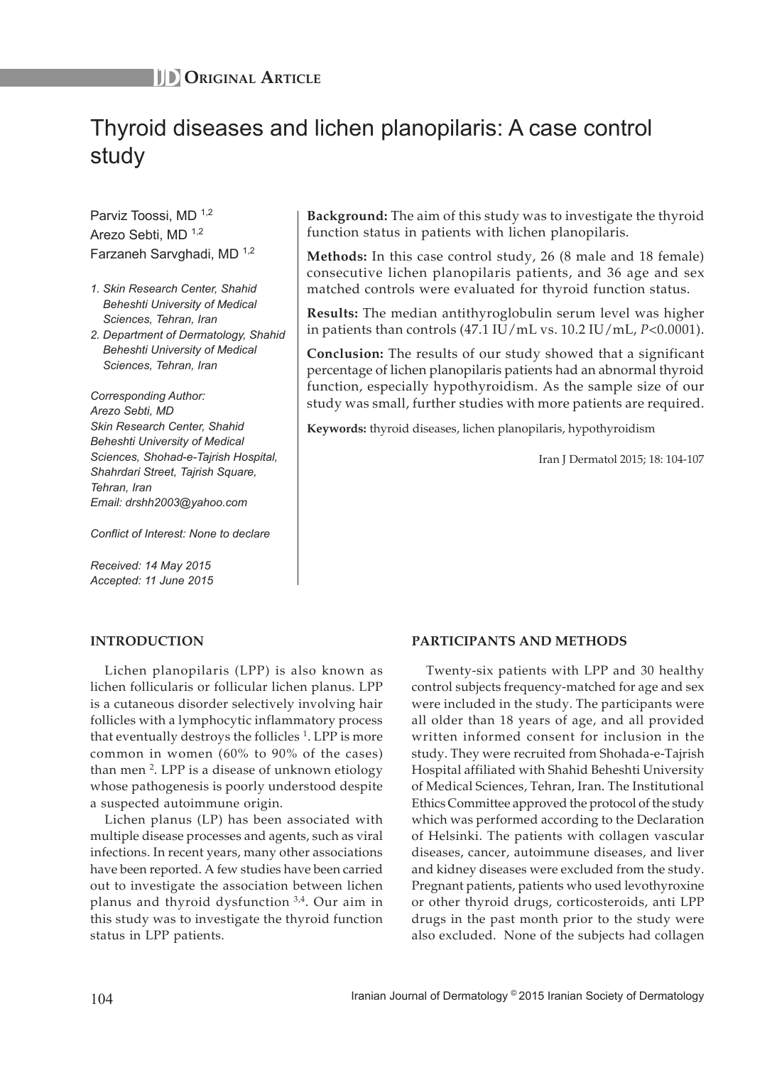ORIGINAL ARTICLE

# Thyroid diseases and lichen planopilaris: A case control study

Parviz Toossi, MD [1,2]
Arezo Sebti, MD [1,2]
Farzaneh Sarvghadi, MD [1,2]

*1. Skin Research Center, Shahid Beheshti University of Medical Sciences, Tehran, Iran*
*2. Department of Dermatology, Shahid Beheshti University of Medical Sciences, Tehran, Iran*

*Corresponding Author:*
*Arezo Sebti, MD*
*Skin Research Center, Shahid Beheshti University of Medical Sciences, Shohad-e-Tajrish Hospital, Shahrdari Street, Tajrish Square, Tehran, Iran*
*Email: drshh2003@yahoo.com*

*Conflict of Interest: None to declare*

*Received: 14 May 2015*
*Accepted: 11 June 2015*

**Background:** The aim of this study was to investigate the thyroid function status in patients with lichen planopilaris.

**Methods:** In this case control study, 26 (8 male and 18 female) consecutive lichen planopilaris patients, and 36 age and sex matched controls were evaluated for thyroid function status.

**Results:** The median antithyroglobulin serum level was higher in patients than controls (47.1 IU/mL vs. 10.2 IU/mL, $P<0.0001$).

**Conclusion:** The results of our study showed that a significant percentage of lichen planopilaris patients had an abnormal thyroid function, especially hypothyroidism. As the sample size of our study was small, further studies with more patients are required.

**Keywords:** thyroid diseases, lichen planopilaris, hypothyroidism

Iran J Dermatol 2015; 18: 104-107

## INTRODUCTION

Lichen planopilaris (LPP) is also known as lichen follicularis or follicular lichen planus. LPP is a cutaneous disorder selectively involving hair follicles with a lymphocytic inflammatory process that eventually destroys the follicles [1]. LPP is more common in women (60% to 90% of the cases) than men [2]. LPP is a disease of unknown etiology whose pathogenesis is poorly understood despite a suspected autoimmune origin.

Lichen planus (LP) has been associated with multiple disease processes and agents, such as viral infections. In recent years, many other associations have been reported. A few studies have been carried out to investigate the association between lichen planus and thyroid dysfunction [3,4]. Our aim in this study was to investigate the thyroid function status in LPP patients.

## PARTICIPANTS AND METHODS

Twenty-six patients with LPP and 30 healthy control subjects frequency-matched for age and sex were included in the study. The participants were all older than 18 years of age, and all provided written informed consent for inclusion in the study. They were recruited from Shohada-e-Tajrish Hospital affiliated with Shahid Beheshti University of Medical Sciences, Tehran, Iran. The Institutional Ethics Committee approved the protocol of the study which was performed according to the Declaration of Helsinki. The patients with collagen vascular diseases, cancer, autoimmune diseases, and liver and kidney diseases were excluded from the study. Pregnant patients, patients who used levothyroxine or other thyroid drugs, corticosteroids, anti LPP drugs in the past month prior to the study were also excluded. None of the subjects had collagen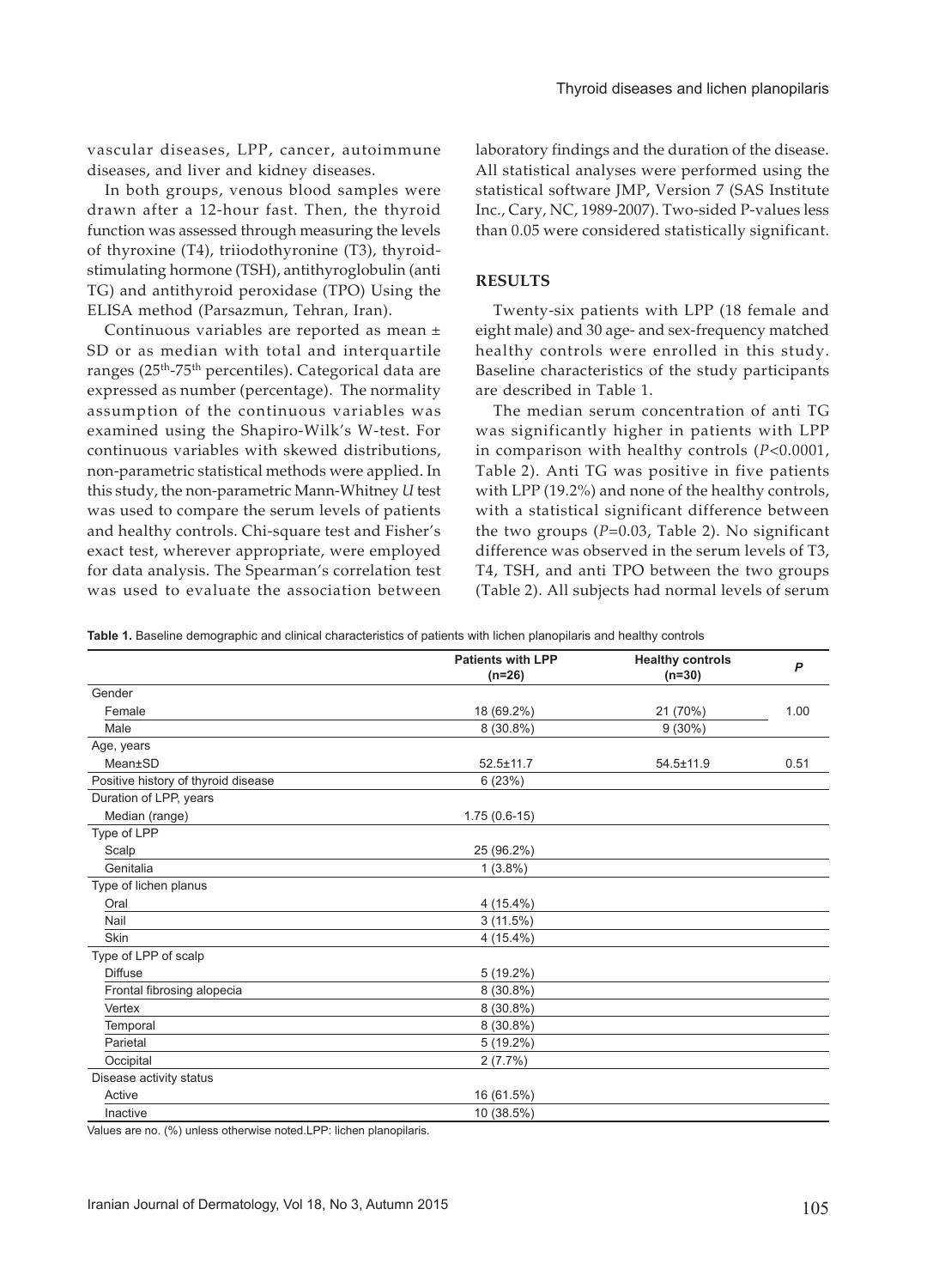vascular diseases, LPP, cancer, autoimmune diseases, and liver and kidney diseases.

In both groups, venous blood samples were drawn after a 12-hour fast. Then, the thyroid function was assessed through measuring the levels of thyroxine (T4), triiodothyronine (T3), thyroid-stimulating hormone (TSH), antithyroglobulin (anti TG) and antithyroid peroxidase (TPO) Using the ELISA method (Parsazmun, Tehran, Iran).

Continuous variables are reported as mean ± SD or as median with total and interquartile ranges (25th-75th percentiles). Categorical data are expressed as number (percentage). The normality assumption of the continuous variables was examined using the Shapiro-Wilk's W-test. For continuous variables with skewed distributions, non-parametric statistical methods were applied. In this study, the non-parametric Mann-Whitney *U* test was used to compare the serum levels of patients and healthy controls. Chi-square test and Fisher's exact test, wherever appropriate, were employed for data analysis. The Spearman's correlation test was used to evaluate the association between laboratory findings and the duration of the disease. All statistical analyses were performed using the statistical software JMP, Version 7 (SAS Institute Inc., Cary, NC, 1989-2007). Two-sided P-values less than 0.05 were considered statistically significant.

## RESULTS

Twenty-six patients with LPP (18 female and eight male) and 30 age- and sex-frequency matched healthy controls were enrolled in this study. Baseline characteristics of the study participants are described in Table 1.

The median serum concentration of anti TG was significantly higher in patients with LPP in comparison with healthy controls ($P<0.0001$, Table 2). Anti TG was positive in five patients with LPP (19.2%) and none of the healthy controls, with a statistical significant difference between the two groups ($P=0.03$, Table 2). No significant difference was observed in the serum levels of T3, T4, TSH, and anti TPO between the two groups (Table 2). All subjects had normal levels of serum

**Table 1.** Baseline demographic and clinical characteristics of patients with lichen planopilaris and healthy controls

| | Patients with LPP (n=26) | Healthy controls (n=30) | *P* |
|---|---|---|---|
| Gender | | | |
| Female | 18 (69.2%) | 21 (70%) | 1.00 |
| Male | 8 (30.8%) | 9 (30%) | |
| Age, years | | | |
| Mean±SD | 52.5±11.7 | 54.5±11.9 | 0.51 |
| Positive history of thyroid disease | 6 (23%) | | |
| Duration of LPP, years | | | |
| Median (range) | 1.75 (0.6-15) | | |
| Type of LPP | | | |
| Scalp | 25 (96.2%) | | |
| Genitalia | 1 (3.8%) | | |
| Type of lichen planus | | | |
| Oral | 4 (15.4%) | | |
| Nail | 3 (11.5%) | | |
| Skin | 4 (15.4%) | | |
| Type of LPP of scalp | | | |
| Diffuse | 5 (19.2%) | | |
| Frontal fibrosing alopecia | 8 (30.8%) | | |
| Vertex | 8 (30.8%) | | |
| Temporal | 8 (30.8%) | | |
| Parietal | 5 (19.2%) | | |
| Occipital | 2 (7.7%) | | |
| Disease activity status | | | |
| Active | 16 (61.5%) | | |
| Inactive | 10 (38.5%) | | |

Values are no. (%) unless otherwise noted.LPP: lichen planopilaris.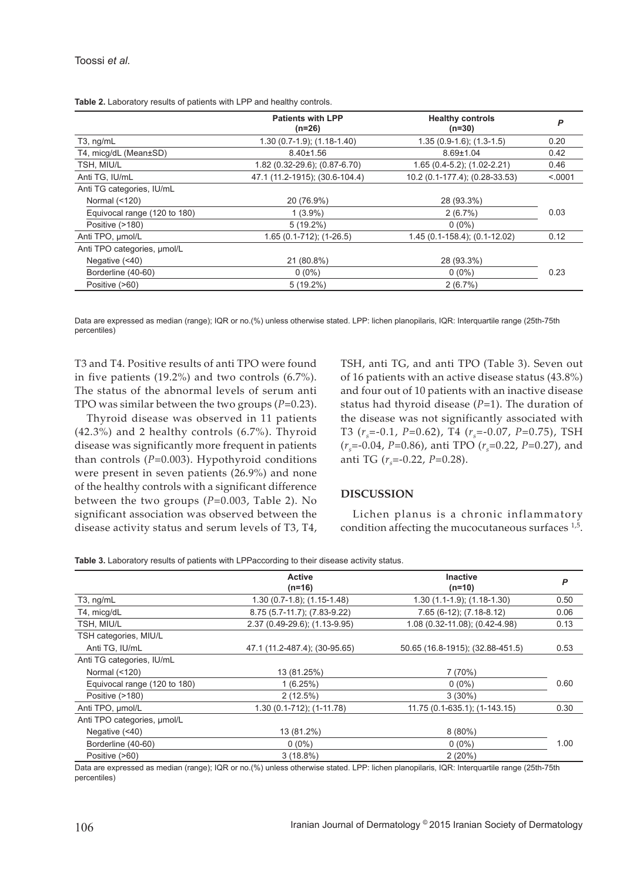**Table 2.** Laboratory results of patients with LPP and healthy controls.

| | Patients with LPP (n=26) | Healthy controls (n=30) | P |
|---|---|---|---|
| T3, ng/mL | 1.30 (0.7-1.9); (1.18-1.40) | 1.35 (0.9-1.6); (1.3-1.5) | 0.20 |
| T4, micg/dL (Mean±SD) | 8.40±1.56 | 8.69±1.04 | 0.42 |
| TSH, MIU/L | 1.82 (0.32-29.6); (0.87-6.70) | 1.65 (0.4-5.2); (1.02-2.21) | 0.46 |
| Anti TG, IU/mL | 47.1 (11.2-1915); (30.6-104.4) | 10.2 (0.1-177.4); (0.28-33.53) | <.0001 |
| Anti TG categories, IU/mL | | | |
| Normal (<120) | 20 (76.9%) | 28 (93.3%) | |
| Equivocal range (120 to 180) | 1 (3.9%) | 2 (6.7%) | 0.03 |
| Positive (>180) | 5 (19.2%) | 0 (0%) | |
| Anti TPO, μmol/L | 1.65 (0.1-712); (1-26.5) | 1.45 (0.1-158.4); (0.1-12.02) | 0.12 |
| Anti TPO categories, μmol/L | | | |
| Negative (<40) | 21 (80.8%) | 28 (93.3%) | |
| Borderline (40-60) | 0 (0%) | 0 (0%) | 0.23 |
| Positive (>60) | 5 (19.2%) | 2 (6.7%) | |

Data are expressed as median (range); IQR or no.(%) unless otherwise stated. LPP: lichen planopilaris, IQR: Interquartile range (25th-75th percentiles)

T3 and T4. Positive results of anti TPO were found in five patients (19.2%) and two controls (6.7%). The status of the abnormal levels of serum anti TPO was similar between the two groups (*P*=0.23).

Thyroid disease was observed in 11 patients (42.3%) and 2 healthy controls (6.7%). Thyroid disease was significantly more frequent in patients than controls (*P*=0.003). Hypothyroid conditions were present in seven patients (26.9%) and none of the healthy controls with a significant difference between the two groups (*P*=0.003, Table 2). No significant association was observed between the disease activity status and serum levels of T3, T4, TSH, anti TG, and anti TPO (Table 3). Seven out of 16 patients with an active disease status (43.8%) and four out of 10 patients with an inactive disease status had thyroid disease (*P*=1). The duration of the disease was not significantly associated with T3 ($r_s$=-0.1, *P*=0.62), T4 ($r_s$=-0.07, *P*=0.75), TSH ($r_s$=-0.04, *P*=0.86), anti TPO ($r_s$=0.22, *P*=0.27), and anti TG ($r_s$=-0.22, *P*=0.28).

## DISCUSSION

Lichen planus is a chronic inflammatory condition affecting the mucocutaneous surfaces [1,5].

**Table 3.** Laboratory results of patients with LPPaccording to their disease activity status.

| | Active (n=16) | Inactive (n=10) | P |
|---|---|---|---|
| T3, ng/mL | 1.30 (0.7-1.8); (1.15-1.48) | 1.30 (1.1-1.9); (1.18-1.30) | 0.50 |
| T4, micg/dL | 8.75 (5.7-11.7); (7.83-9.22) | 7.65 (6-12); (7.18-8.12) | 0.06 |
| TSH, MIU/L | 2.37 (0.49-29.6); (1.13-9.95) | 1.08 (0.32-11.08); (0.42-4.98) | 0.13 |
| TSH categories, MIU/L | | | |
| Anti TG, IU/mL | 47.1 (11.2-487.4); (30-95.65) | 50.65 (16.8-1915); (32.88-451.5) | 0.53 |
| Anti TG categories, IU/mL | | | |
| Normal (<120) | 13 (81.25%) | 7 (70%) | |
| Equivocal range (120 to 180) | 1 (6.25%) | 0 (0%) | 0.60 |
| Positive (>180) | 2 (12.5%) | 3 (30%) | |
| Anti TPO, μmol/L | 1.30 (0.1-712); (1-11.78) | 11.75 (0.1-635.1); (1-143.15) | 0.30 |
| Anti TPO categories, μmol/L | | | |
| Negative (<40) | 13 (81.2%) | 8 (80%) | |
| Borderline (40-60) | 0 (0%) | 0 (0%) | 1.00 |
| Positive (>60) | 3 (18.8%) | 2 (20%) | |

Data are expressed as median (range); IQR or no.(%) unless otherwise stated. LPP: lichen planopilaris, IQR: Interquartile range (25th-75th percentiles)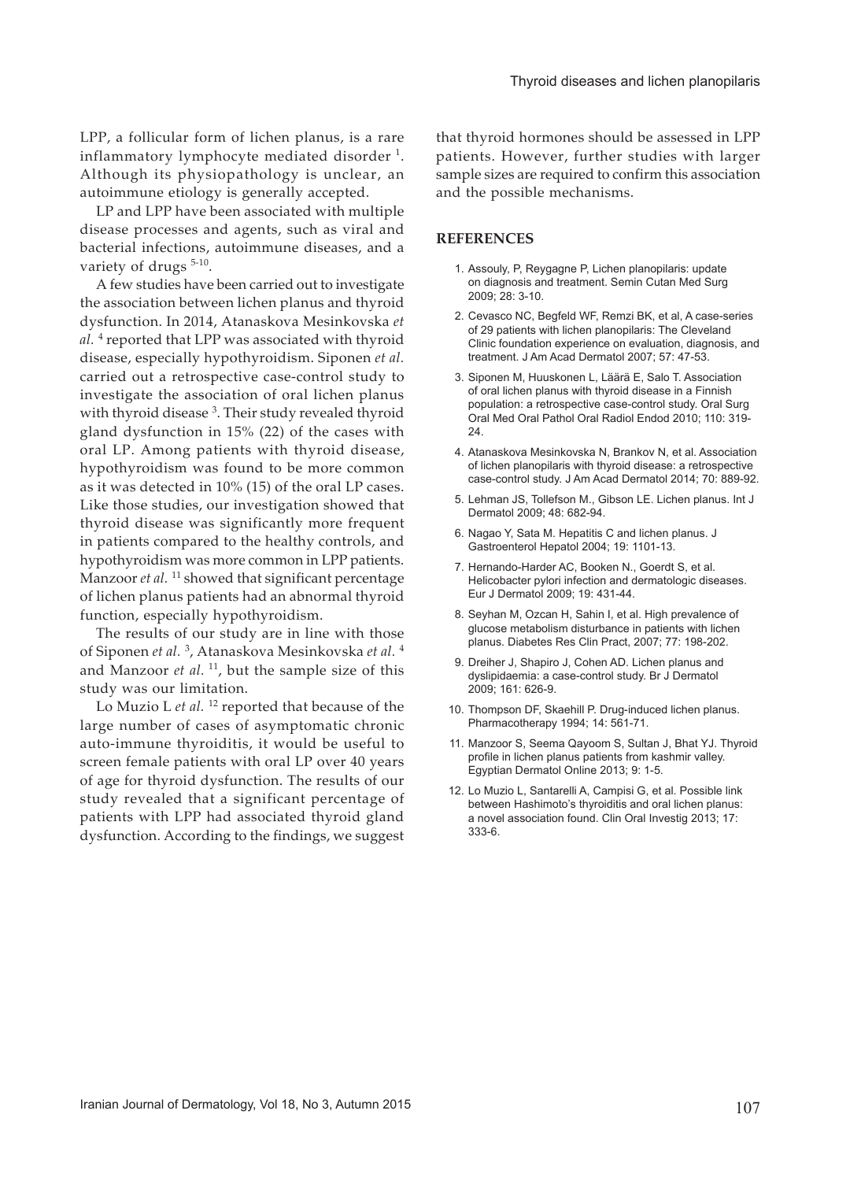LPP, a follicular form of lichen planus, is a rare inflammatory lymphocyte mediated disorder [1]. Although its physiopathology is unclear, an autoimmune etiology is generally accepted.

LP and LPP have been associated with multiple disease processes and agents, such as viral and bacterial infections, autoimmune diseases, and a variety of drugs [5-10].

A few studies have been carried out to investigate the association between lichen planus and thyroid dysfunction. In 2014, Atanaskova Mesinkovska *et al.* [4] reported that LPP was associated with thyroid disease, especially hypothyroidism. Siponen *et al.* carried out a retrospective case-control study to investigate the association of oral lichen planus with thyroid disease [3]. Their study revealed thyroid gland dysfunction in 15% (22) of the cases with oral LP. Among patients with thyroid disease, hypothyroidism was found to be more common as it was detected in 10% (15) of the oral LP cases. Like those studies, our investigation showed that thyroid disease was significantly more frequent in patients compared to the healthy controls, and hypothyroidism was more common in LPP patients. Manzoor *et al.* [11] showed that significant percentage of lichen planus patients had an abnormal thyroid function, especially hypothyroidism.

The results of our study are in line with those of Siponen *et al.* [3], Atanaskova Mesinkovska *et al.* [4] and Manzoor *et al.* [11], but the sample size of this study was our limitation.

Lo Muzio L *et al.* [12] reported that because of the large number of cases of asymptomatic chronic auto-immune thyroiditis, it would be useful to screen female patients with oral LP over 40 years of age for thyroid dysfunction. The results of our study revealed that a significant percentage of patients with LPP had associated thyroid gland dysfunction. According to the findings, we suggest that thyroid hormones should be assessed in LPP patients. However, further studies with larger sample sizes are required to confirm this association and the possible mechanisms.

## REFERENCES

1. Assouly, P, Reygagne P, Lichen planopilaris: update on diagnosis and treatment. Semin Cutan Med Surg 2009; 28: 3-10.
2. Cevasco NC, Begfeld WF, Remzi BK, et al, A case-series of 29 patients with lichen planopilaris: The Cleveland Clinic foundation experience on evaluation, diagnosis, and treatment. J Am Acad Dermatol 2007; 57: 47-53.
3. Siponen M, Huuskonen L, Läärä E, Salo T. Association of oral lichen planus with thyroid disease in a Finnish population: a retrospective case-control study. Oral Surg Oral Med Oral Pathol Oral Radiol Endod 2010; 110: 319-24.
4. Atanaskova Mesinkovska N, Brankov N, et al. Association of lichen planopilaris with thyroid disease: a retrospective case-control study. J Am Acad Dermatol 2014; 70: 889-92.
5. Lehman JS, Tollefson M., Gibson LE. Lichen planus. Int J Dermatol 2009; 48: 682-94.
6. Nagao Y, Sata M. Hepatitis C and lichen planus. J Gastroenterol Hepatol 2004; 19: 1101-13.
7. Hernando-Harder AC, Booken N., Goerdt S, et al. Helicobacter pylori infection and dermatologic diseases. Eur J Dermatol 2009; 19: 431-44.
8. Seyhan M, Ozcan H, Sahin I, et al. High prevalence of glucose metabolism disturbance in patients with lichen planus. Diabetes Res Clin Pract, 2007; 77: 198-202.
9. Dreiher J, Shapiro J, Cohen AD. Lichen planus and dyslipidaemia: a case-control study. Br J Dermatol 2009; 161: 626-9.
10. Thompson DF, Skaehill P. Drug-induced lichen planus. Pharmacotherapy 1994; 14: 561-71.
11. Manzoor S, Seema Qayoom S, Sultan J, Bhat YJ. Thyroid profile in lichen planus patients from kashmir valley. Egyptian Dermatol Online 2013; 9: 1-5.
12. Lo Muzio L, Santarelli A, Campisi G, et al. Possible link between Hashimoto's thyroiditis and oral lichen planus: a novel association found. Clin Oral Investig 2013; 17: 333-6.